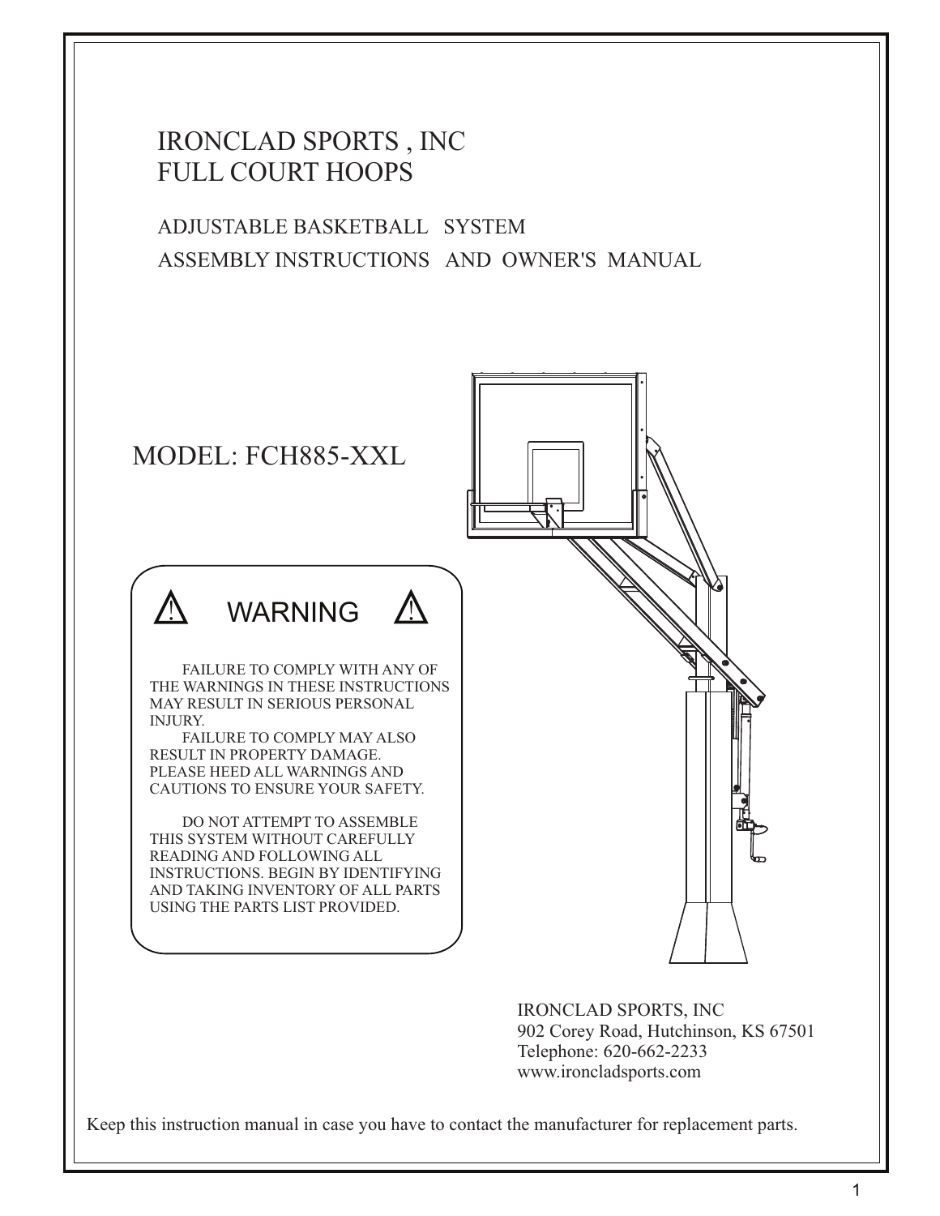# IRONCLAD SPORTS , INC
# FULL COURT HOOPS

## ADJUSTABLE BASKETBALL SYSTEM
## ASSEMBLY INSTRUCTIONS AND OWNER'S MANUAL

## MODEL: FCH885-XXL

### ⚠ WARNING ⚠

FAILURE TO COMPLY WITH ANY OF THE WARNINGS IN THESE INSTRUCTIONS MAY RESULT IN SERIOUS PERSONAL INJURY.

FAILURE TO COMPLY MAY ALSO RESULT IN PROPERTY DAMAGE. PLEASE HEED ALL WARNINGS AND CAUTIONS TO ENSURE YOUR SAFETY.

DO NOT ATTEMPT TO ASSEMBLE THIS SYSTEM WITHOUT CAREFULLY READING AND FOLLOWING ALL INSTRUCTIONS. BEGIN BY IDENTIFYING AND TAKING INVENTORY OF ALL PARTS USING THE PARTS LIST PROVIDED.

IRONCLAD SPORTS, INC
902 Corey Road, Hutchinson, KS 67501
Telephone: 620-662-2233
www.ironcladsports.com

Keep this instruction manual in case you have to contact the manufacturer for replacement parts.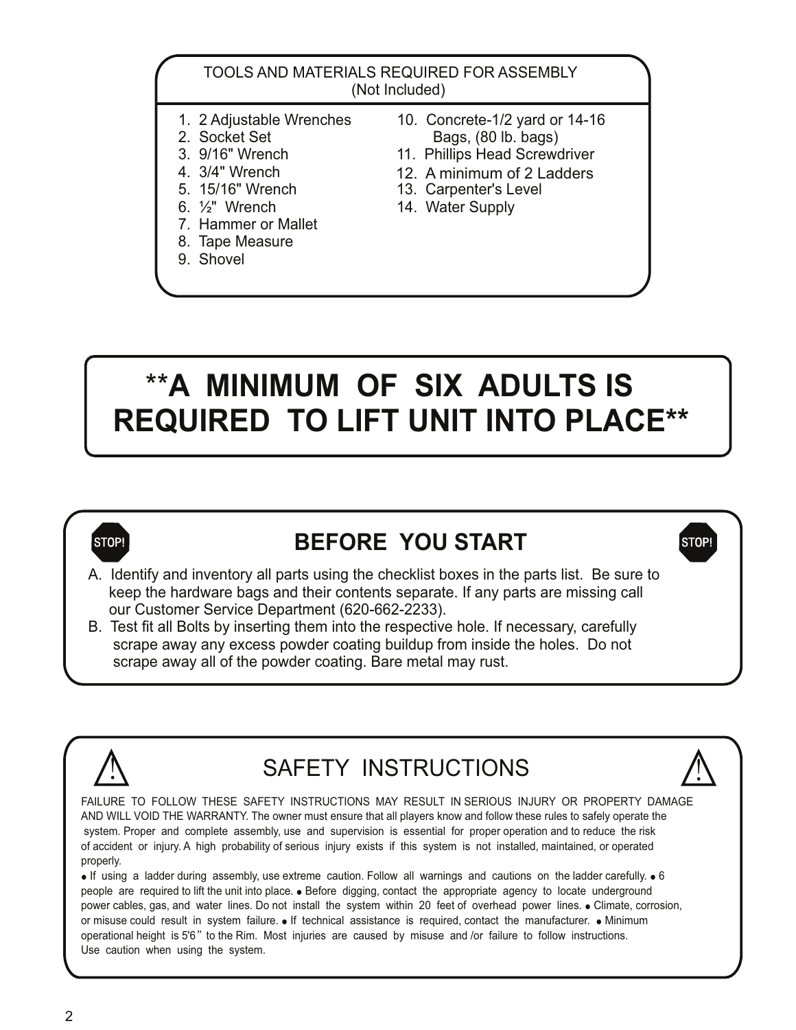## TOOLS AND MATERIALS REQUIRED FOR ASSEMBLY
(Not Included)

1. 2 Adjustable Wrenches
2. Socket Set
3. 9/16" Wrench
4. 3/4" Wrench
5. 15/16" Wrench
6. ½" Wrench
7. Hammer or Mallet
8. Tape Measure
9. Shovel
10. Concrete-1/2 yard or 14-16 Bags, (80 lb. bags)
11. Phillips Head Screwdriver
12. A minimum of 2 Ladders
13. Carpenter's Level
14. Water Supply

# **A MINIMUM OF SIX ADULTS IS REQUIRED TO LIFT UNIT INTO PLACE**

## STOP! BEFORE YOU START STOP!

A. Identify and inventory all parts using the checklist boxes in the parts list. Be sure to keep the hardware bags and their contents separate. If any parts are missing call our Customer Service Department (620-662-2233).

B. Test fit all Bolts by inserting them into the respective hole. If necessary, carefully scrape away any excess powder coating buildup from inside the holes. Do not scrape away all of the powder coating. Bare metal may rust.

## ⚠ SAFETY INSTRUCTIONS ⚠

FAILURE TO FOLLOW THESE SAFETY INSTRUCTIONS MAY RESULT IN SERIOUS INJURY OR PROPERTY DAMAGE AND WILL VOID THE WARRANTY. The owner must ensure that all players know and follow these rules to safely operate the system. Proper and complete assembly, use and supervision is essential for proper operation and to reduce the risk of accident or injury. A high probability of serious injury exists if this system is not installed, maintained, or operated properly.

● If using a ladder during assembly, use extreme caution. Follow all warnings and cautions on the ladder carefully. ● 6 people are required to lift the unit into place. ● Before digging, contact the appropriate agency to locate underground power cables, gas, and water lines. Do not install the system within 20 feet of overhead power lines. ● Climate, corrosion, or misuse could result in system failure. ● If technical assistance is required, contact the manufacturer. ● Minimum operational height is 5'6" to the Rim. Most injuries are caused by misuse and /or failure to follow instructions. Use caution when using the system.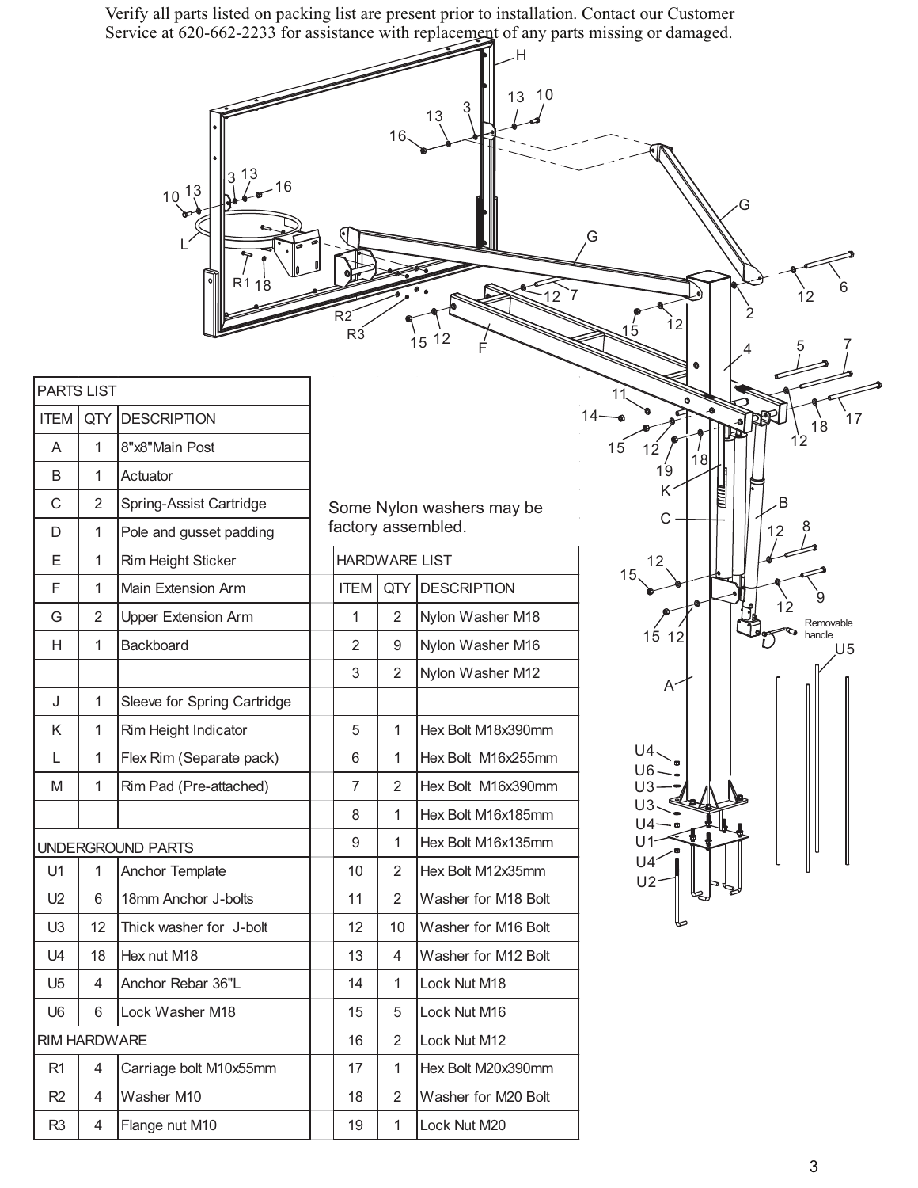Verify all parts listed on packing list are present prior to installation. Contact our Customer Service at 620-662-2233 for assistance with replacement of any parts missing or damaged.

| PARTS LIST | | |
|---|---|---|
| ITEM | QTY | DESCRIPTION |
| A | 1 | 8"x8"Main Post |
| B | 1 | Actuator |
| C | 2 | Spring-Assist Cartridge |
| D | 1 | Pole and gusset padding |
| E | 1 | Rim Height Sticker |
| F | 1 | Main Extension Arm |
| G | 2 | Upper Extension Arm |
| H | 1 | Backboard |
| | | |
| J | 1 | Sleeve for Spring Cartridge |
| K | 1 | Rim Height Indicator |
| L | 1 | Flex Rim (Separate pack) |
| M | 1 | Rim Pad (Pre-attached) |
| | | |
| UNDERGROUND PARTS | | |
| U1 | 1 | Anchor Template |
| U2 | 6 | 18mm Anchor J-bolts |
| U3 | 12 | Thick washer for J-bolt |
| U4 | 18 | Hex nut M18 |
| U5 | 4 | Anchor Rebar 36"L |
| U6 | 6 | Lock Washer M18 |
| RIM HARDWARE | | |
| R1 | 4 | Carriage bolt M10x55mm |
| R2 | 4 | Washer M10 |
| R3 | 4 | Flange nut M10 |

Some Nylon washers may be factory assembled.

| HARDWARE LIST | | |
|---|---|---|
| ITEM | QTY | DESCRIPTION |
| 1 | 2 | Nylon Washer M18 |
| 2 | 9 | Nylon Washer M16 |
| 3 | 2 | Nylon Washer M12 |
| | | |
| 5 | 1 | Hex Bolt M18x390mm |
| 6 | 1 | Hex Bolt M16x255mm |
| 7 | 2 | Hex Bolt M16x390mm |
| 8 | 1 | Hex Bolt M16x185mm |
| 9 | 1 | Hex Bolt M16x135mm |
| 10 | 2 | Hex Bolt M12x35mm |
| 11 | 2 | Washer for M18 Bolt |
| 12 | 10 | Washer for M16 Bolt |
| 13 | 4 | Washer for M12 Bolt |
| 14 | 1 | Lock Nut M18 |
| 15 | 5 | Lock Nut M16 |
| 16 | 2 | Lock Nut M12 |
| 17 | 1 | Hex Bolt M20x390mm |
| 18 | 2 | Washer for M20 Bolt |
| 19 | 1 | Lock Nut M20 |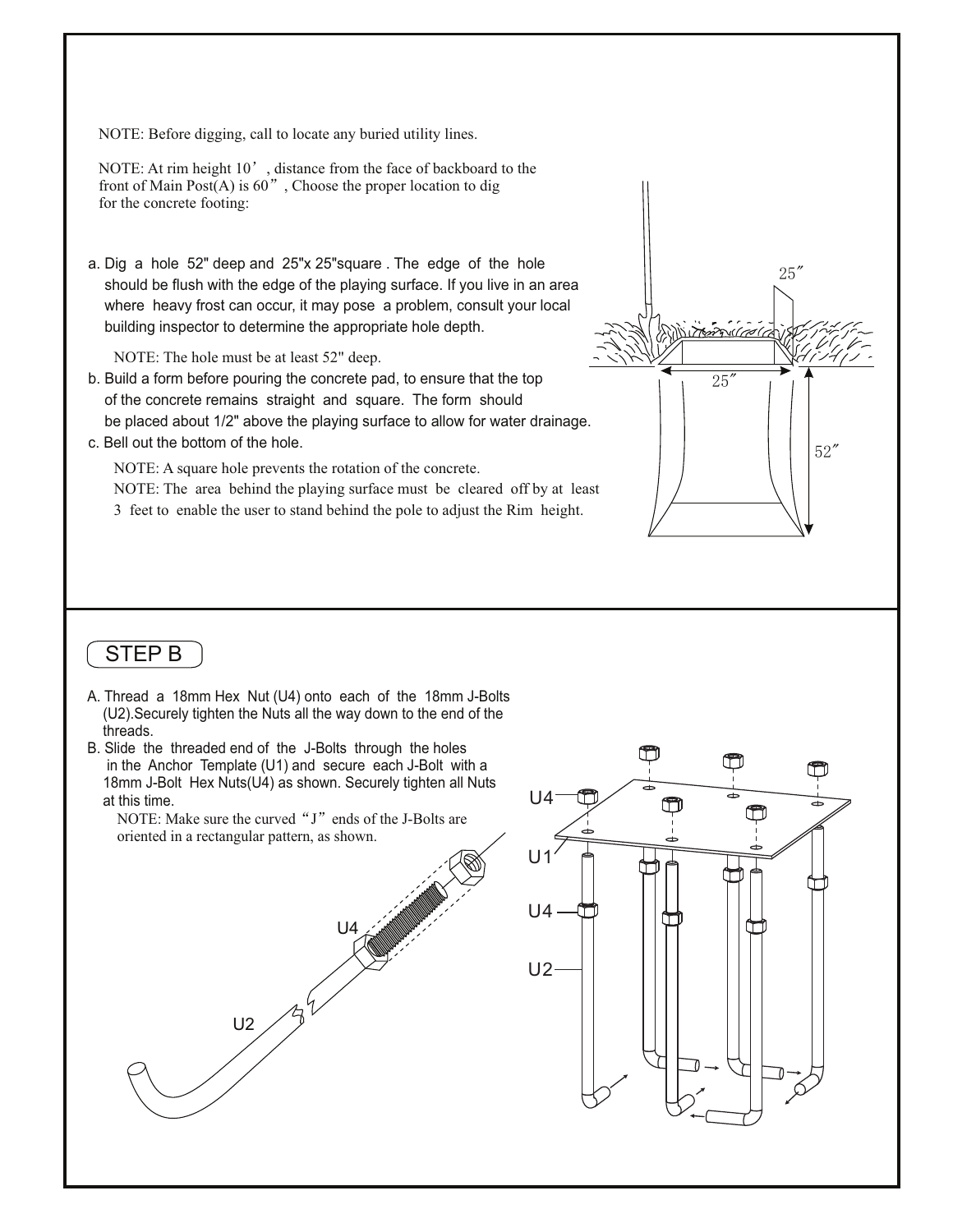NOTE: Before digging, call to locate any buried utility lines.

NOTE: At rim height 10', distance from the face of backboard to the front of Main Post(A) is 60", Choose the proper location to dig for the concrete footing:

a. Dig a hole 52" deep and 25"x 25"square . The edge of the hole should be flush with the edge of the playing surface. If you live in an area where heavy frost can occur, it may pose a problem, consult your local building inspector to determine the appropriate hole depth.

NOTE: The hole must be at least 52" deep.

b. Build a form before pouring the concrete pad, to ensure that the top of the concrete remains straight and square. The form should be placed about 1/2" above the playing surface to allow for water drainage.

c. Bell out the bottom of the hole.

NOTE: A square hole prevents the rotation of the concrete.

NOTE: The area behind the playing surface must be cleared off by at least 3 feet to enable the user to stand behind the pole to adjust the Rim height.

25"

25"

52"

## STEP B

A. Thread a 18mm Hex Nut (U4) onto each of the 18mm J-Bolts (U2).Securely tighten the Nuts all the way down to the end of the threads.

B. Slide the threaded end of the J-Bolts through the holes in the Anchor Template (U1) and secure each J-Bolt with a 18mm J-Bolt Hex Nuts(U4) as shown. Securely tighten all Nuts at this time.

NOTE: Make sure the curved "J" ends of the J-Bolts are oriented in a rectangular pattern, as shown.

U4

U2

U4

U1

U4

U2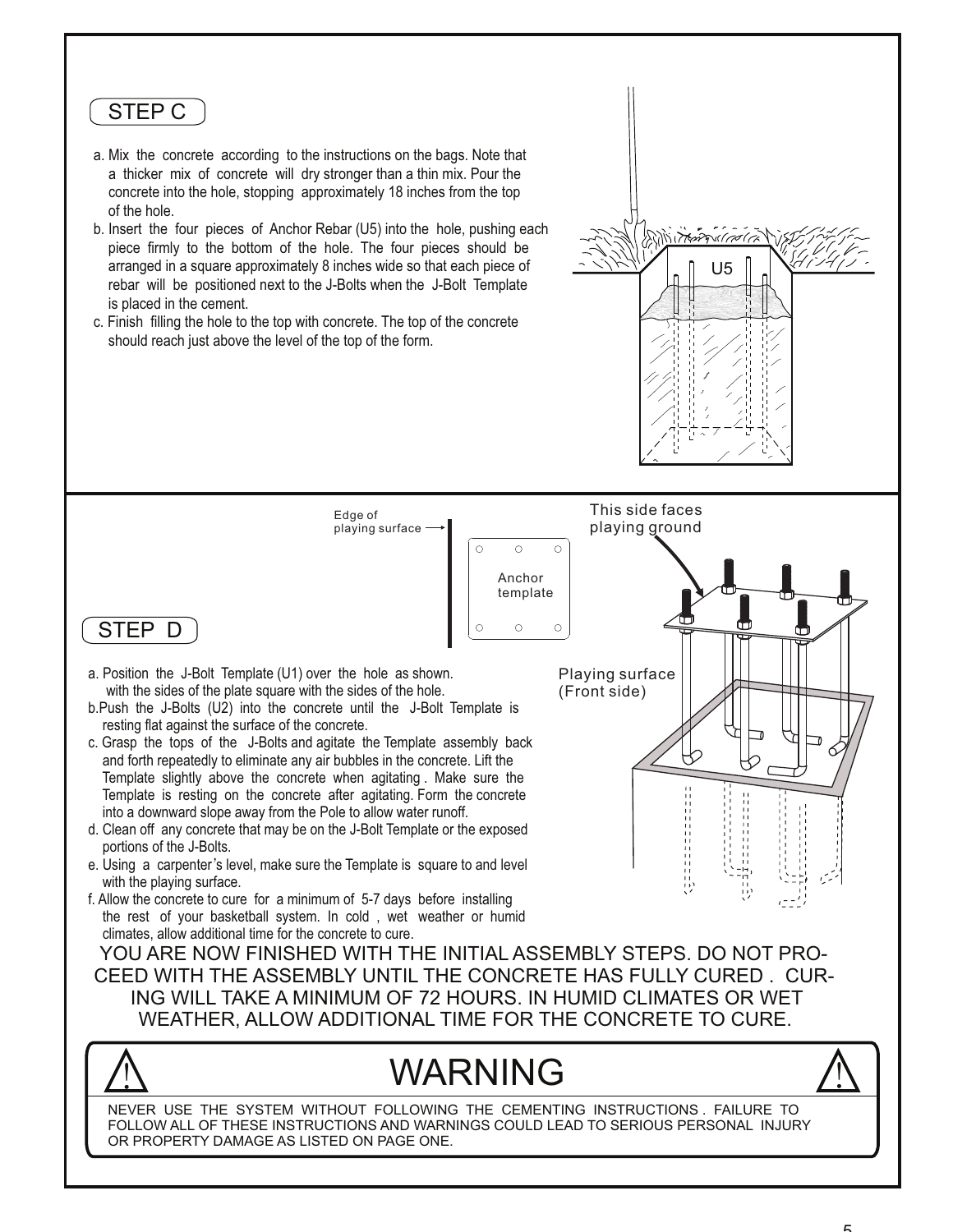## STEP C

a. Mix the concrete according to the instructions on the bags. Note that a thicker mix of concrete will dry stronger than a thin mix. Pour the concrete into the hole, stopping approximately 18 inches from the top of the hole.

b. Insert the four pieces of Anchor Rebar (U5) into the hole, pushing each piece firmly to the bottom of the hole. The four pieces should be arranged in a square approximately 8 inches wide so that each piece of rebar will be positioned next to the J-Bolts when the J-Bolt Template is placed in the cement.

c. Finish filling the hole to the top with concrete. The top of the concrete should reach just above the level of the top of the form.

U5

Edge of playing surface

Anchor template

This side faces playing ground

Playing surface (Front side)

## STEP D

a. Position the J-Bolt Template (U1) over the hole as shown. with the sides of the plate square with the sides of the hole.

b. Push the J-Bolts (U2) into the concrete until the J-Bolt Template is resting flat against the surface of the concrete.

c. Grasp the tops of the J-Bolts and agitate the Template assembly back and forth repeatedly to eliminate any air bubbles in the concrete. Lift the Template slightly above the concrete when agitating . Make sure the Template is resting on the concrete after agitating. Form the concrete into a downward slope away from the Pole to allow water runoff.

d. Clean off any concrete that may be on the J-Bolt Template or the exposed portions of the J-Bolts.

e. Using a carpenter's level, make sure the Template is square to and level with the playing surface.

f. Allow the concrete to cure for a minimum of 5-7 days before installing the rest of your basketball system. In cold , wet weather or humid climates, allow additional time for the concrete to cure.

YOU ARE NOW FINISHED WITH THE INITIAL ASSEMBLY STEPS. DO NOT PROCEED WITH THE ASSEMBLY UNTIL THE CONCRETE HAS FULLY CURED . CURING WILL TAKE A MINIMUM OF 72 HOURS. IN HUMID CLIMATES OR WET WEATHER, ALLOW ADDITIONAL TIME FOR THE CONCRETE TO CURE.

## ⚠ WARNING ⚠

NEVER USE THE SYSTEM WITHOUT FOLLOWING THE CEMENTING INSTRUCTIONS . FAILURE TO FOLLOW ALL OF THESE INSTRUCTIONS AND WARNINGS COULD LEAD TO SERIOUS PERSONAL INJURY OR PROPERTY DAMAGE AS LISTED ON PAGE ONE.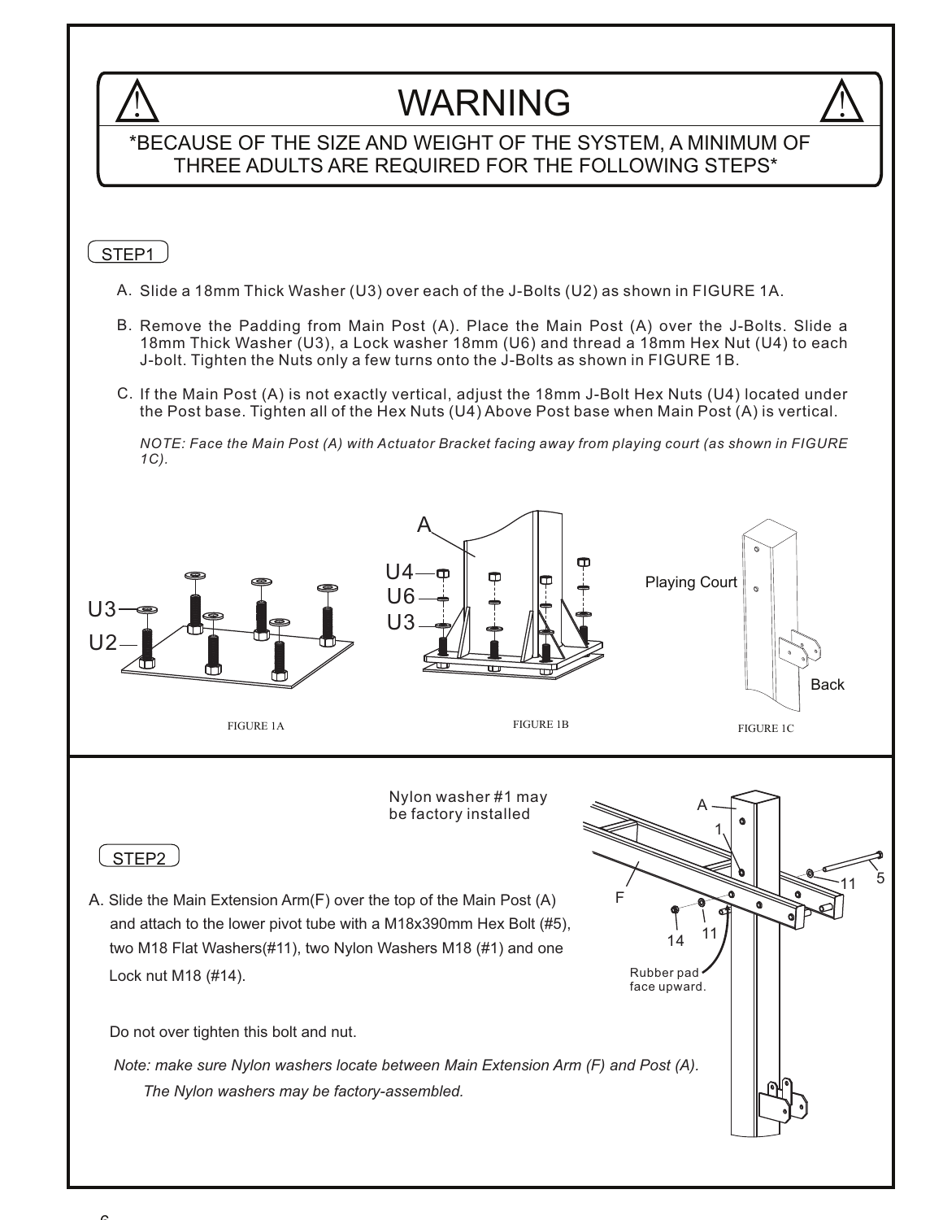# WARNING

*BECAUSE OF THE SIZE AND WEIGHT OF THE SYSTEM, A MINIMUM OF THREE ADULTS ARE REQUIRED FOR THE FOLLOWING STEPS*

## STEP1

A. Slide a 18mm Thick Washer (U3) over each of the J-Bolts (U2) as shown in FIGURE 1A.

B. Remove the Padding from Main Post (A). Place the Main Post (A) over the J-Bolts. Slide a 18mm Thick Washer (U3), a Lock washer 18mm (U6) and thread a 18mm Hex Nut (U4) to each J-bolt. Tighten the Nuts only a few turns onto the J-Bolts as shown in FIGURE 1B.

C. If the Main Post (A) is not exactly vertical, adjust the 18mm J-Bolt Hex Nuts (U4) located under the Post base. Tighten all of the Hex Nuts (U4) Above Post base when Main Post (A) is vertical.

*NOTE: Face the Main Post (A) with Actuator Bracket facing away from playing court (as shown in FIGURE 1C).*

U3 U2

FIGURE 1A

A U4 U6 U3

FIGURE 1B

Playing Court Back

FIGURE 1C

## STEP2

Nylon washer #1 may be factory installed

A. Slide the Main Extension Arm(F) over the top of the Main Post (A) and attach to the lower pivot tube with a M18x390mm Hex Bolt (#5), two M18 Flat Washers(#11), two Nylon Washers M18 (#1) and one Lock nut M18 (#14).

Do not over tighten this bolt and nut.

*Note: make sure Nylon washers locate between Main Extension Arm (F) and Post (A). The Nylon washers may be factory-assembled.*

A 1 F 11 5 14 11

Rubber pad face upward.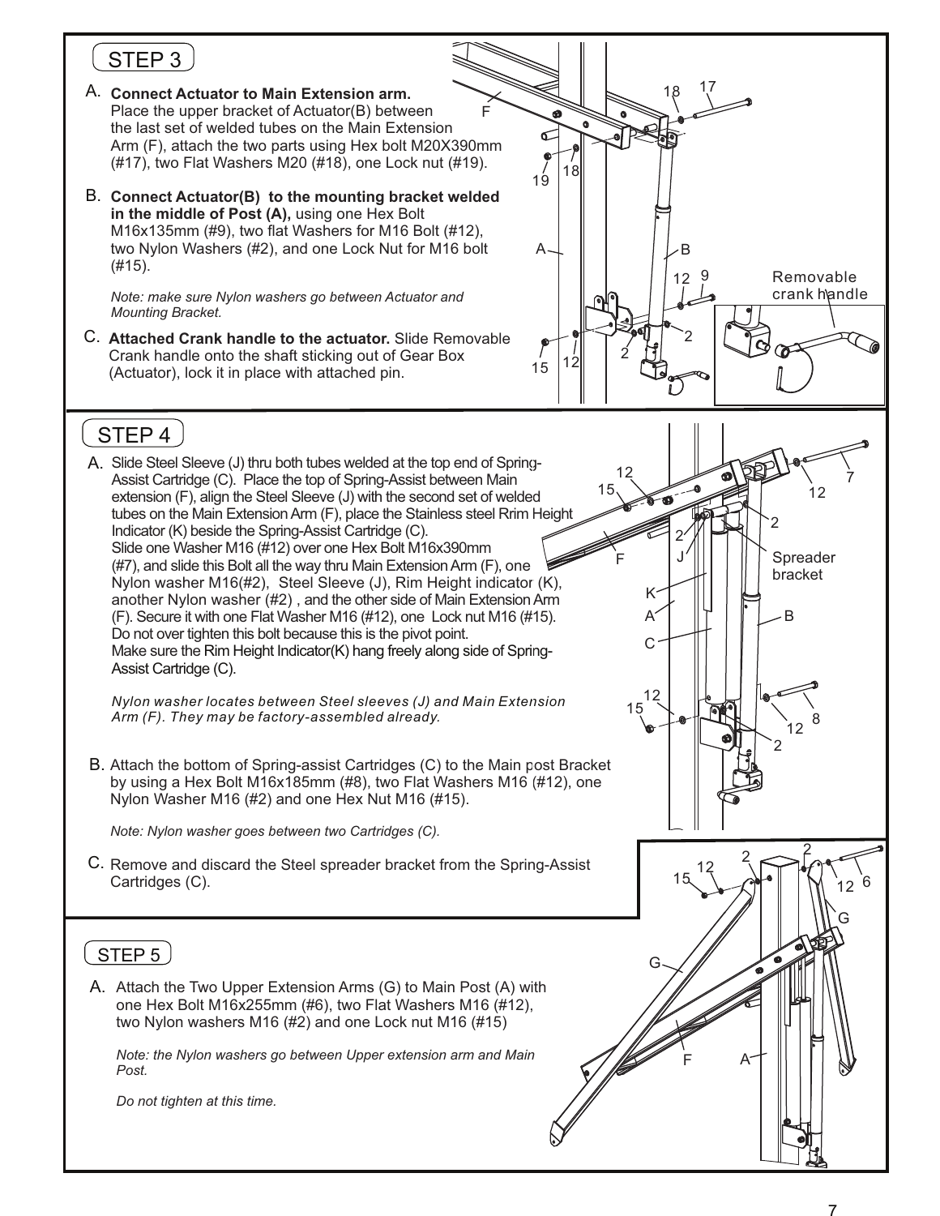## STEP 3

A. **Connect Actuator to Main Extension arm.** Place the upper bracket of Actuator(B) between the last set of welded tubes on the Main Extension Arm (F), attach the two parts using Hex bolt M20X390mm (#17), two Flat Washers M20 (#18), one Lock nut (#19).

B. **Connect Actuator(B) to the mounting bracket welded in the middle of Post (A),** using one Hex Bolt M16x135mm (#9), two flat Washers for M16 Bolt (#12), two Nylon Washers (#2), and one Lock Nut for M16 bolt (#15).

*Note: make sure Nylon washers go between Actuator and Mounting Bracket.*

C. **Attached Crank handle to the actuator.** Slide Removable Crank handle onto the shaft sticking out of Gear Box (Actuator), lock it in place with attached pin.

## STEP 4

A. Slide Steel Sleeve (J) thru both tubes welded at the top end of Spring-Assist Cartridge (C). Place the top of Spring-Assist between Main extension (F), align the Steel Sleeve (J) with the second set of welded tubes on the Main Extension Arm (F), place the Stainless steel Rrim Height Indicator (K) beside the Spring-Assist Cartridge (C).
Slide one Washer M16 (#12) over one Hex Bolt M16x390mm (#7), and slide this Bolt all the way thru Main Extension Arm (F), one Nylon washer M16(#2), Steel Sleeve (J), Rim Height indicator (K), another Nylon washer (#2) , and the other side of Main Extension Arm (F). Secure it with one Flat Washer M16 (#12), one Lock nut M16 (#15).
Do not over tighten this bolt because this is the pivot point.
Make sure the Rim Height Indicator(K) hang freely along side of Spring-Assist Cartridge (C).

*Nylon washer locates between Steel sleeves (J) and Main Extension Arm (F). They may be factory-assembled already.*

B. Attach the bottom of Spring-assist Cartridges (C) to the Main post Bracket by using a Hex Bolt M16x185mm (#8), two Flat Washers M16 (#12), one Nylon Washer M16 (#2) and one Hex Nut M16 (#15).

*Note: Nylon washer goes between two Cartridges (C).*

C. Remove and discard the Steel spreader bracket from the Spring-Assist Cartridges (C).

## STEP 5

A. Attach the Two Upper Extension Arms (G) to Main Post (A) with one Hex Bolt M16x255mm (#6), two Flat Washers M16 (#12), two Nylon washers M16 (#2) and one Lock nut M16 (#15)

*Note: the Nylon washers go between Upper extension arm and Main Post.*

*Do not tighten at this time.*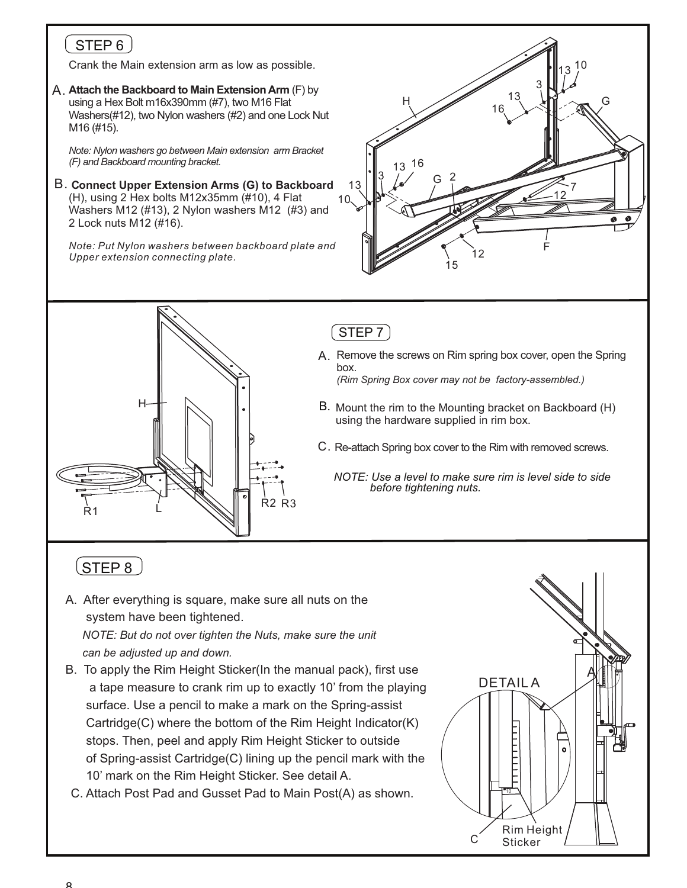## STEP 6

Crank the Main extension arm as low as possible.

A. **Attach the Backboard to Main Extension Arm** (F) by using a Hex Bolt m16x390mm (#7), two M16 Flat Washers(#12), two Nylon washers (#2) and one Lock Nut M16 (#15).

*Note: Nylon washers go between Main extension arm Bracket (F) and Backboard mounting bracket.*

B. **Connect Upper Extension Arms (G) to Backboard** (H), using 2 Hex bolts M12x35mm (#10), 4 Flat Washers M12 (#13), 2 Nylon washers M12 (#3) and 2 Lock nuts M12 (#16).

*Note: Put Nylon washers between backboard plate and Upper extension connecting plate.*

H
13 10
3
13
16
G
13 16
13 3
G 2
10
7
12
F
12
15

## STEP 7

A. Remove the screws on Rim spring box cover, open the Spring box.
*(Rim Spring Box cover may not be factory-assembled.)*

B. Mount the rim to the Mounting bracket on Backboard (H) using the hardware supplied in rim box.

C. Re-attach Spring box cover to the Rim with removed screws.

*NOTE: Use a level to make sure rim is level side to side before tightening nuts.*

H
R1
L
R2 R3

## STEP 8

A. After everything is square, make sure all nuts on the system have been tightened.
*NOTE: But do not over tighten the Nuts, make sure the unit can be adjusted up and down.*

B. To apply the Rim Height Sticker(In the manual pack), first use a tape measure to crank rim up to exactly 10' from the playing surface. Use a pencil to make a mark on the Spring-assist Cartridge(C) where the bottom of the Rim Height Indicator(K) stops. Then, peel and apply Rim Height Sticker to outside of Spring-assist Cartridge(C) lining up the pencil mark with the 10' mark on the Rim Height Sticker. See detail A.

C. Attach Post Pad and Gusset Pad to Main Post(A) as shown.

DETAIL A
A
C
Rim Height Sticker